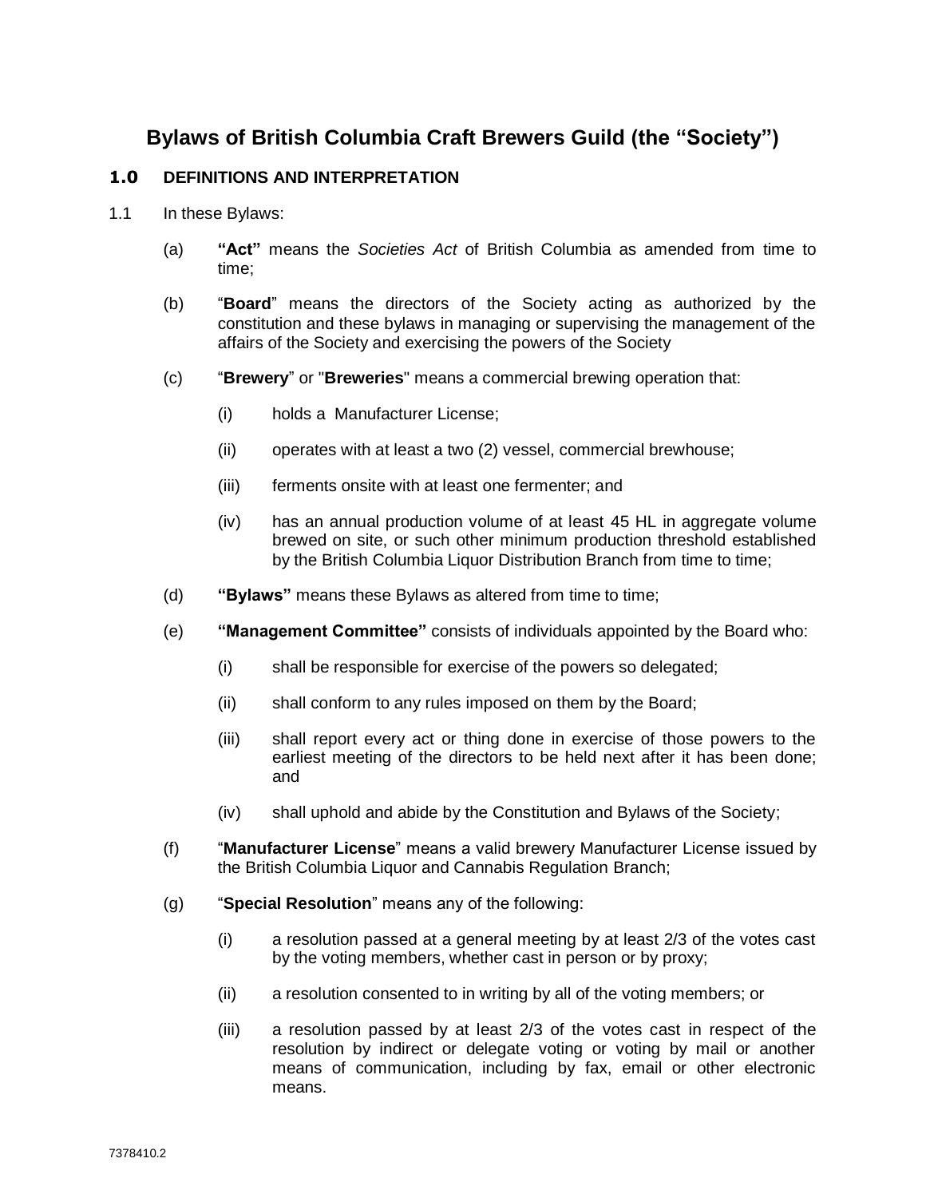# Bylaws of British Columbia Craft Brewers Guild (the "Society")

## 1.0 DEFINITIONS AND INTERPRETATION

1.1 In these Bylaws:

(a) **"Act"** means the *Societies Act* of British Columbia as amended from time to time;

(b) "**Board**" means the directors of the Society acting as authorized by the constitution and these bylaws in managing or supervising the management of the affairs of the Society and exercising the powers of the Society

(c) "**Brewery**" or "**Breweries**" means a commercial brewing operation that:

(i) holds a Manufacturer License;

(ii) operates with at least a two (2) vessel, commercial brewhouse;

(iii) ferments onsite with at least one fermenter; and

(iv) has an annual production volume of at least 45 HL in aggregate volume brewed on site, or such other minimum production threshold established by the British Columbia Liquor Distribution Branch from time to time;

(d) **"Bylaws"** means these Bylaws as altered from time to time;

(e) **"Management Committee"** consists of individuals appointed by the Board who:

(i) shall be responsible for exercise of the powers so delegated;

(ii) shall conform to any rules imposed on them by the Board;

(iii) shall report every act or thing done in exercise of those powers to the earliest meeting of the directors to be held next after it has been done; and

(iv) shall uphold and abide by the Constitution and Bylaws of the Society;

(f) "**Manufacturer License**" means a valid brewery Manufacturer License issued by the British Columbia Liquor and Cannabis Regulation Branch;

(g) "**Special Resolution**" means any of the following:

(i) a resolution passed at a general meeting by at least 2/3 of the votes cast by the voting members, whether cast in person or by proxy;

(ii) a resolution consented to in writing by all of the voting members; or

(iii) a resolution passed by at least 2/3 of the votes cast in respect of the resolution by indirect or delegate voting or voting by mail or another means of communication, including by fax, email or other electronic means.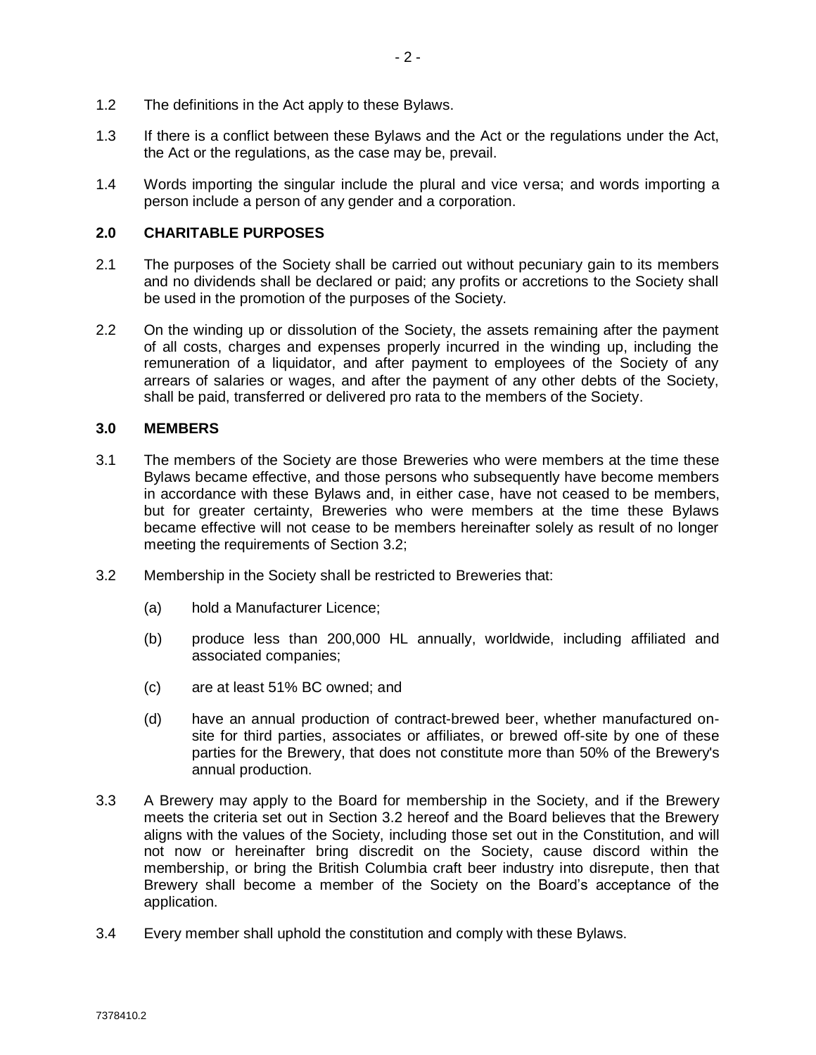1.2 The definitions in the Act apply to these Bylaws.

1.3 If there is a conflict between these Bylaws and the Act or the regulations under the Act, the Act or the regulations, as the case may be, prevail.

1.4 Words importing the singular include the plural and vice versa; and words importing a person include a person of any gender and a corporation.

## 2.0 CHARITABLE PURPOSES

2.1 The purposes of the Society shall be carried out without pecuniary gain to its members and no dividends shall be declared or paid; any profits or accretions to the Society shall be used in the promotion of the purposes of the Society.

2.2 On the winding up or dissolution of the Society, the assets remaining after the payment of all costs, charges and expenses properly incurred in the winding up, including the remuneration of a liquidator, and after payment to employees of the Society of any arrears of salaries or wages, and after the payment of any other debts of the Society, shall be paid, transferred or delivered pro rata to the members of the Society.

## 3.0 MEMBERS

3.1 The members of the Society are those Breweries who were members at the time these Bylaws became effective, and those persons who subsequently have become members in accordance with these Bylaws and, in either case, have not ceased to be members, but for greater certainty, Breweries who were members at the time these Bylaws became effective will not cease to be members hereinafter solely as result of no longer meeting the requirements of Section 3.2;

3.2 Membership in the Society shall be restricted to Breweries that:

(a) hold a Manufacturer Licence;

(b) produce less than 200,000 HL annually, worldwide, including affiliated and associated companies;

(c) are at least 51% BC owned; and

(d) have an annual production of contract-brewed beer, whether manufactured on-site for third parties, associates or affiliates, or brewed off-site by one of these parties for the Brewery, that does not constitute more than 50% of the Brewery's annual production.

3.3 A Brewery may apply to the Board for membership in the Society, and if the Brewery meets the criteria set out in Section 3.2 hereof and the Board believes that the Brewery aligns with the values of the Society, including those set out in the Constitution, and will not now or hereinafter bring discredit on the Society, cause discord within the membership, or bring the British Columbia craft beer industry into disrepute, then that Brewery shall become a member of the Society on the Board's acceptance of the application.

3.4 Every member shall uphold the constitution and comply with these Bylaws.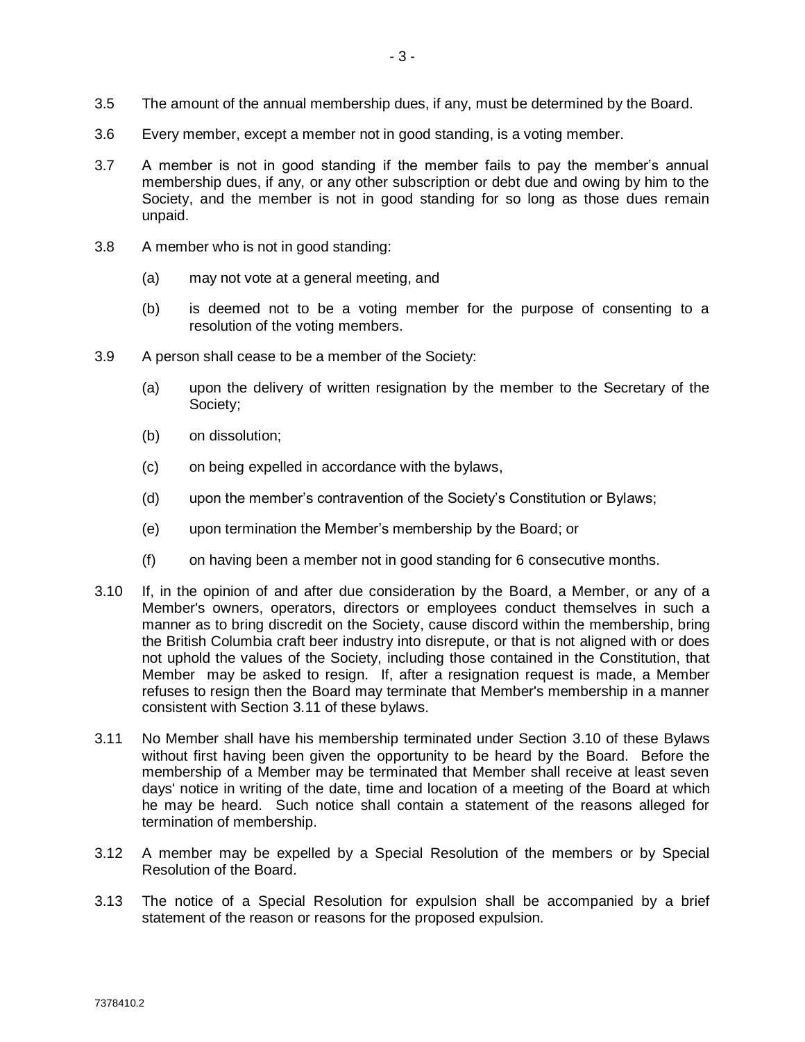3.5 The amount of the annual membership dues, if any, must be determined by the Board.

3.6 Every member, except a member not in good standing, is a voting member.

3.7 A member is not in good standing if the member fails to pay the member's annual membership dues, if any, or any other subscription or debt due and owing by him to the Society, and the member is not in good standing for so long as those dues remain unpaid.

3.8 A member who is not in good standing:

(a) may not vote at a general meeting, and

(b) is deemed not to be a voting member for the purpose of consenting to a resolution of the voting members.

3.9 A person shall cease to be a member of the Society:

(a) upon the delivery of written resignation by the member to the Secretary of the Society;

(b) on dissolution;

(c) on being expelled in accordance with the bylaws,

(d) upon the member's contravention of the Society's Constitution or Bylaws;

(e) upon termination the Member's membership by the Board; or

(f) on having been a member not in good standing for 6 consecutive months.

3.10 If, in the opinion of and after due consideration by the Board, a Member, or any of a Member's owners, operators, directors or employees conduct themselves in such a manner as to bring discredit on the Society, cause discord within the membership, bring the British Columbia craft beer industry into disrepute, or that is not aligned with or does not uphold the values of the Society, including those contained in the Constitution, that Member may be asked to resign. If, after a resignation request is made, a Member refuses to resign then the Board may terminate that Member's membership in a manner consistent with Section 3.11 of these bylaws.

3.11 No Member shall have his membership terminated under Section 3.10 of these Bylaws without first having been given the opportunity to be heard by the Board. Before the membership of a Member may be terminated that Member shall receive at least seven days' notice in writing of the date, time and location of a meeting of the Board at which he may be heard. Such notice shall contain a statement of the reasons alleged for termination of membership.

3.12 A member may be expelled by a Special Resolution of the members or by Special Resolution of the Board.

3.13 The notice of a Special Resolution for expulsion shall be accompanied by a brief statement of the reason or reasons for the proposed expulsion.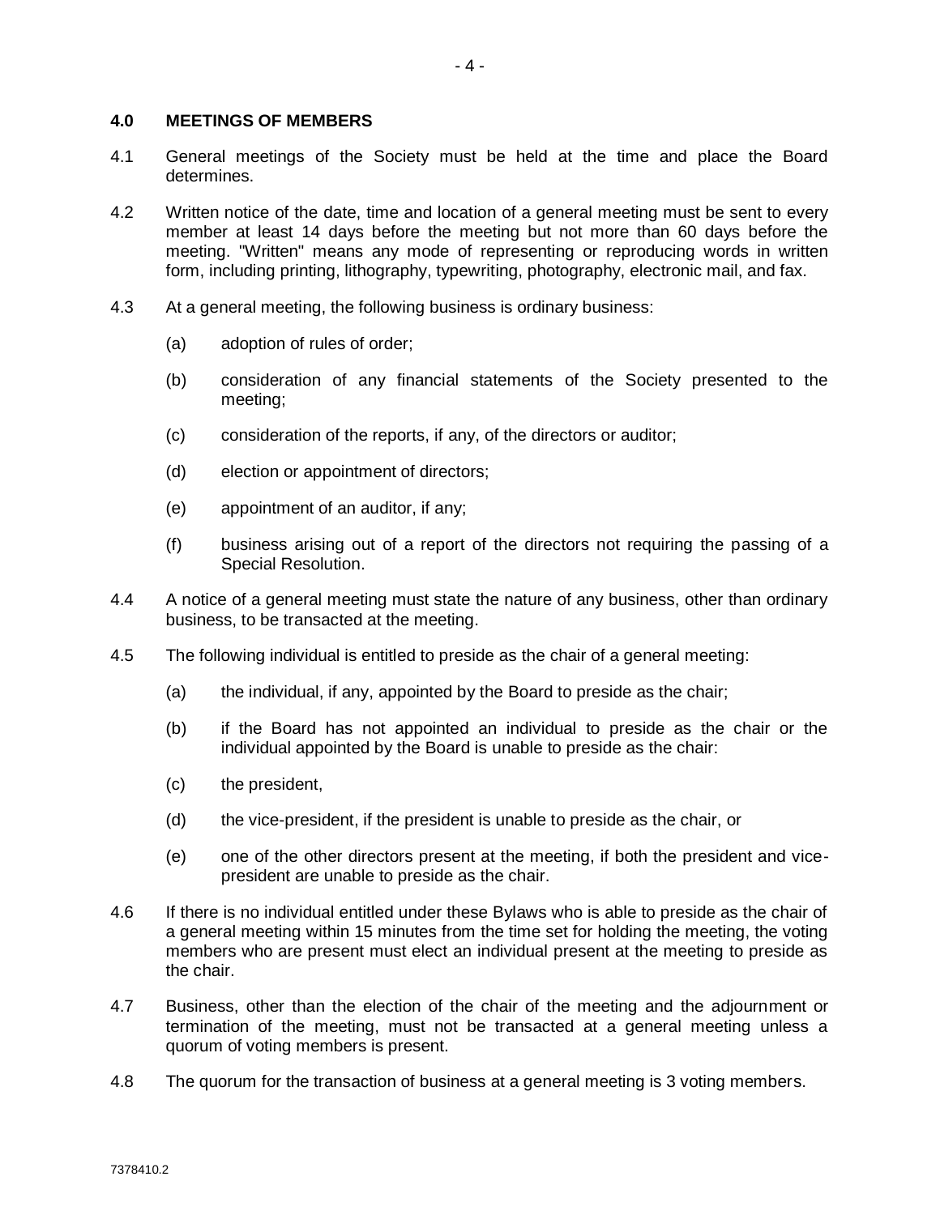## 4.0 MEETINGS OF MEMBERS

4.1 General meetings of the Society must be held at the time and place the Board determines.

4.2 Written notice of the date, time and location of a general meeting must be sent to every member at least 14 days before the meeting but not more than 60 days before the meeting. "Written" means any mode of representing or reproducing words in written form, including printing, lithography, typewriting, photography, electronic mail, and fax.

4.3 At a general meeting, the following business is ordinary business:

- (a) adoption of rules of order;
- (b) consideration of any financial statements of the Society presented to the meeting;
- (c) consideration of the reports, if any, of the directors or auditor;
- (d) election or appointment of directors;
- (e) appointment of an auditor, if any;
- (f) business arising out of a report of the directors not requiring the passing of a Special Resolution.

4.4 A notice of a general meeting must state the nature of any business, other than ordinary business, to be transacted at the meeting.

4.5 The following individual is entitled to preside as the chair of a general meeting:

- (a) the individual, if any, appointed by the Board to preside as the chair;
- (b) if the Board has not appointed an individual to preside as the chair or the individual appointed by the Board is unable to preside as the chair:
- (c) the president,
- (d) the vice-president, if the president is unable to preside as the chair, or
- (e) one of the other directors present at the meeting, if both the president and vice-president are unable to preside as the chair.

4.6 If there is no individual entitled under these Bylaws who is able to preside as the chair of a general meeting within 15 minutes from the time set for holding the meeting, the voting members who are present must elect an individual present at the meeting to preside as the chair.

4.7 Business, other than the election of the chair of the meeting and the adjournment or termination of the meeting, must not be transacted at a general meeting unless a quorum of voting members is present.

4.8 The quorum for the transaction of business at a general meeting is 3 voting members.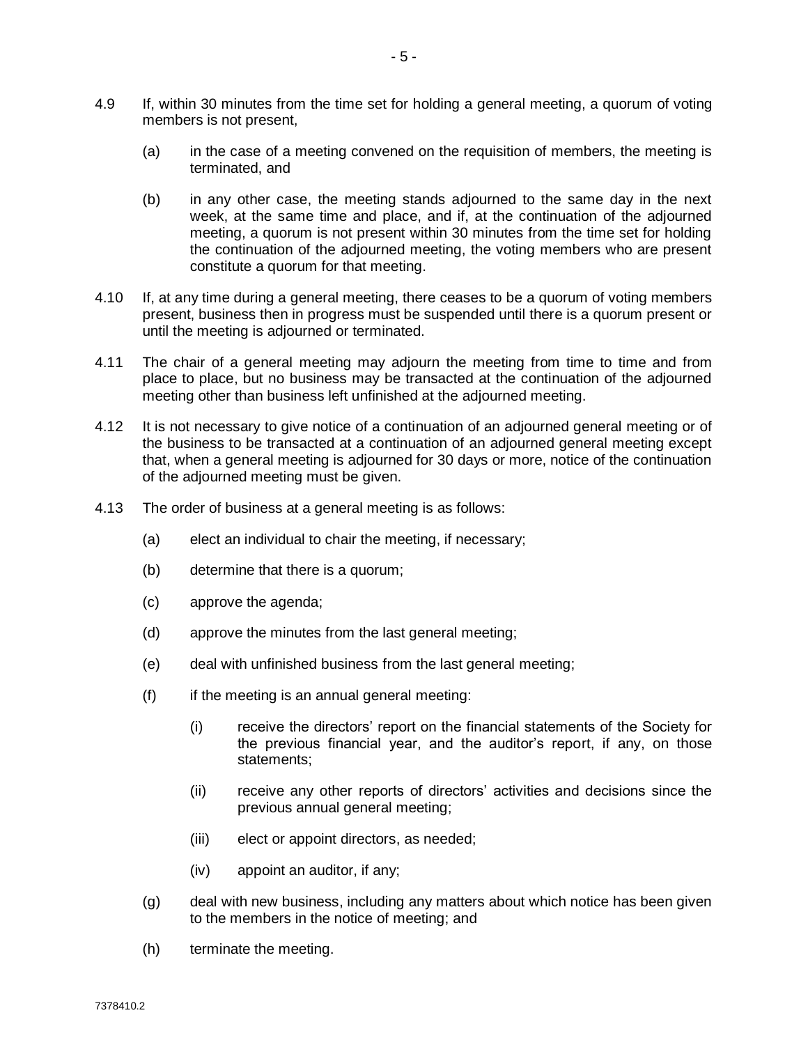4.9 If, within 30 minutes from the time set for holding a general meeting, a quorum of voting members is not present,

 (a) in the case of a meeting convened on the requisition of members, the meeting is terminated, and

 (b) in any other case, the meeting stands adjourned to the same day in the next week, at the same time and place, and if, at the continuation of the adjourned meeting, a quorum is not present within 30 minutes from the time set for holding the continuation of the adjourned meeting, the voting members who are present constitute a quorum for that meeting.

4.10 If, at any time during a general meeting, there ceases to be a quorum of voting members present, business then in progress must be suspended until there is a quorum present or until the meeting is adjourned or terminated.

4.11 The chair of a general meeting may adjourn the meeting from time to time and from place to place, but no business may be transacted at the continuation of the adjourned meeting other than business left unfinished at the adjourned meeting.

4.12 It is not necessary to give notice of a continuation of an adjourned general meeting or of the business to be transacted at a continuation of an adjourned general meeting except that, when a general meeting is adjourned for 30 days or more, notice of the continuation of the adjourned meeting must be given.

4.13 The order of business at a general meeting is as follows:

 (a) elect an individual to chair the meeting, if necessary;

 (b) determine that there is a quorum;

 (c) approve the agenda;

 (d) approve the minutes from the last general meeting;

 (e) deal with unfinished business from the last general meeting;

 (f) if the meeting is an annual general meeting:

  (i) receive the directors' report on the financial statements of the Society for the previous financial year, and the auditor's report, if any, on those statements;

  (ii) receive any other reports of directors' activities and decisions since the previous annual general meeting;

  (iii) elect or appoint directors, as needed;

  (iv) appoint an auditor, if any;

 (g) deal with new business, including any matters about which notice has been given to the members in the notice of meeting; and

 (h) terminate the meeting.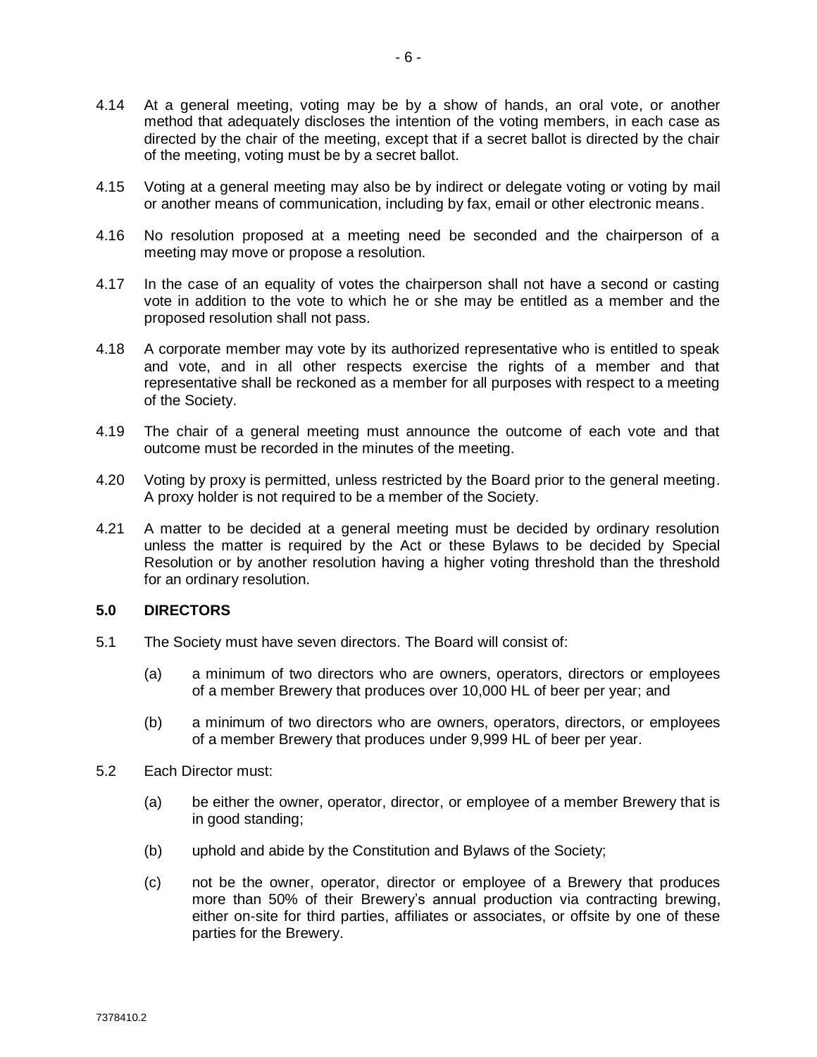4.14 At a general meeting, voting may be by a show of hands, an oral vote, or another method that adequately discloses the intention of the voting members, in each case as directed by the chair of the meeting, except that if a secret ballot is directed by the chair of the meeting, voting must be by a secret ballot.

4.15 Voting at a general meeting may also be by indirect or delegate voting or voting by mail or another means of communication, including by fax, email or other electronic means.

4.16 No resolution proposed at a meeting need be seconded and the chairperson of a meeting may move or propose a resolution.

4.17 In the case of an equality of votes the chairperson shall not have a second or casting vote in addition to the vote to which he or she may be entitled as a member and the proposed resolution shall not pass.

4.18 A corporate member may vote by its authorized representative who is entitled to speak and vote, and in all other respects exercise the rights of a member and that representative shall be reckoned as a member for all purposes with respect to a meeting of the Society.

4.19 The chair of a general meeting must announce the outcome of each vote and that outcome must be recorded in the minutes of the meeting.

4.20 Voting by proxy is permitted, unless restricted by the Board prior to the general meeting. A proxy holder is not required to be a member of the Society.

4.21 A matter to be decided at a general meeting must be decided by ordinary resolution unless the matter is required by the Act or these Bylaws to be decided by Special Resolution or by another resolution having a higher voting threshold than the threshold for an ordinary resolution.

## 5.0 DIRECTORS

5.1 The Society must have seven directors. The Board will consist of:

(a) a minimum of two directors who are owners, operators, directors or employees of a member Brewery that produces over 10,000 HL of beer per year; and

(b) a minimum of two directors who are owners, operators, directors, or employees of a member Brewery that produces under 9,999 HL of beer per year.

5.2 Each Director must:

(a) be either the owner, operator, director, or employee of a member Brewery that is in good standing;

(b) uphold and abide by the Constitution and Bylaws of the Society;

(c) not be the owner, operator, director or employee of a Brewery that produces more than 50% of their Brewery's annual production via contracting brewing, either on-site for third parties, affiliates or associates, or offsite by one of these parties for the Brewery.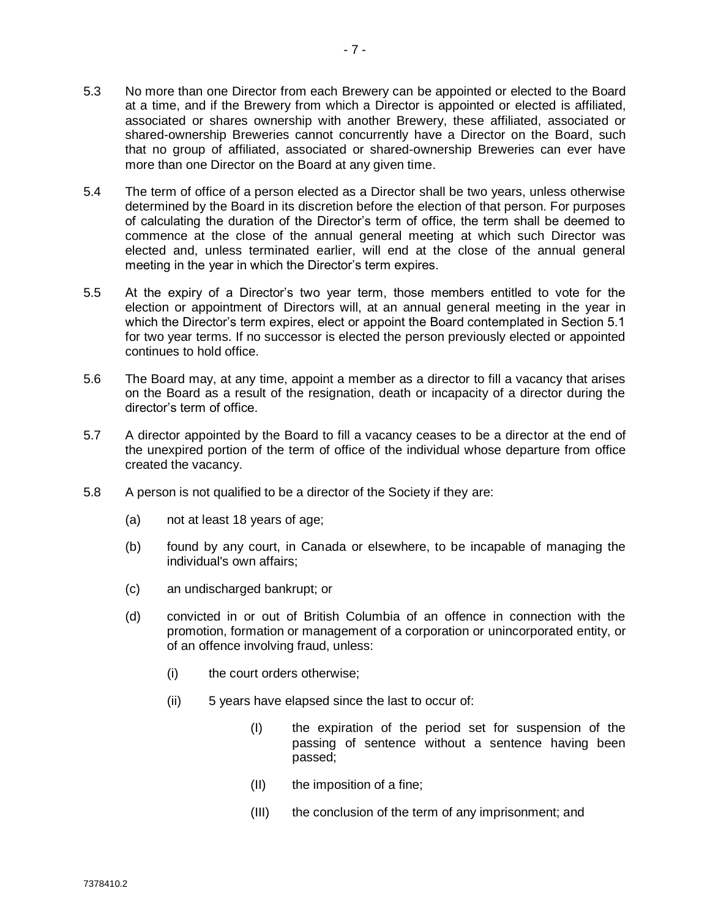5.3 No more than one Director from each Brewery can be appointed or elected to the Board at a time, and if the Brewery from which a Director is appointed or elected is affiliated, associated or shares ownership with another Brewery, these affiliated, associated or shared-ownership Breweries cannot concurrently have a Director on the Board, such that no group of affiliated, associated or shared-ownership Breweries can ever have more than one Director on the Board at any given time.

5.4 The term of office of a person elected as a Director shall be two years, unless otherwise determined by the Board in its discretion before the election of that person. For purposes of calculating the duration of the Director's term of office, the term shall be deemed to commence at the close of the annual general meeting at which such Director was elected and, unless terminated earlier, will end at the close of the annual general meeting in the year in which the Director's term expires.

5.5 At the expiry of a Director's two year term, those members entitled to vote for the election or appointment of Directors will, at an annual general meeting in the year in which the Director's term expires, elect or appoint the Board contemplated in Section 5.1 for two year terms. If no successor is elected the person previously elected or appointed continues to hold office.

5.6 The Board may, at any time, appoint a member as a director to fill a vacancy that arises on the Board as a result of the resignation, death or incapacity of a director during the director's term of office.

5.7 A director appointed by the Board to fill a vacancy ceases to be a director at the end of the unexpired portion of the term of office of the individual whose departure from office created the vacancy.

5.8 A person is not qualified to be a director of the Society if they are:

(a) not at least 18 years of age;

(b) found by any court, in Canada or elsewhere, to be incapable of managing the individual's own affairs;

(c) an undischarged bankrupt; or

(d) convicted in or out of British Columbia of an offence in connection with the promotion, formation or management of a corporation or unincorporated entity, or of an offence involving fraud, unless:

(i) the court orders otherwise;

(ii) 5 years have elapsed since the last to occur of:

(I) the expiration of the period set for suspension of the passing of sentence without a sentence having been passed;

(II) the imposition of a fine;

(III) the conclusion of the term of any imprisonment; and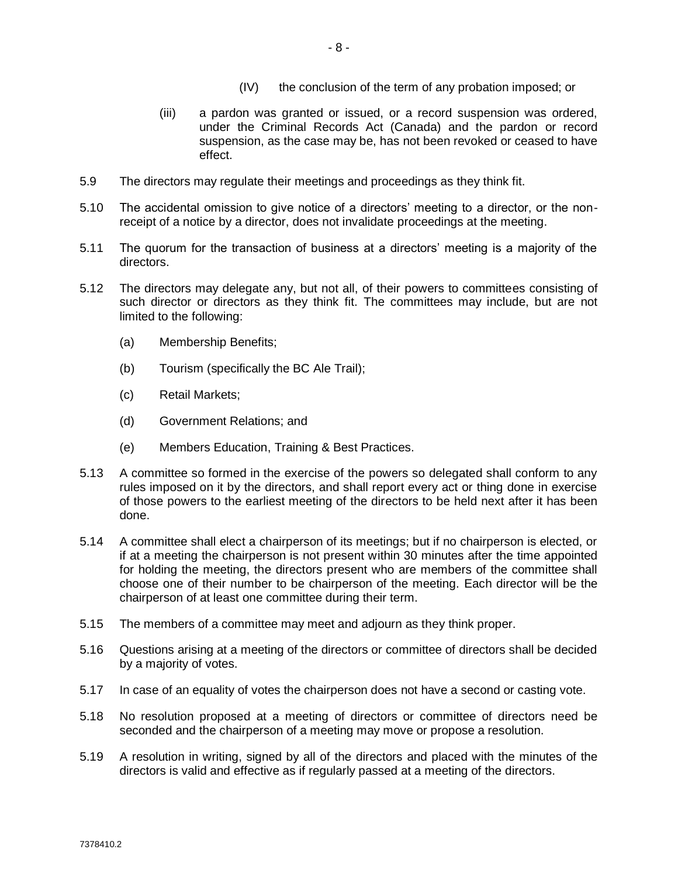(IV) the conclusion of the term of any probation imposed; or

(iii) a pardon was granted or issued, or a record suspension was ordered, under the Criminal Records Act (Canada) and the pardon or record suspension, as the case may be, has not been revoked or ceased to have effect.

5.9 The directors may regulate their meetings and proceedings as they think fit.

5.10 The accidental omission to give notice of a directors' meeting to a director, or the non-receipt of a notice by a director, does not invalidate proceedings at the meeting.

5.11 The quorum for the transaction of business at a directors' meeting is a majority of the directors.

5.12 The directors may delegate any, but not all, of their powers to committees consisting of such director or directors as they think fit. The committees may include, but are not limited to the following:

(a) Membership Benefits;

(b) Tourism (specifically the BC Ale Trail);

(c) Retail Markets;

(d) Government Relations; and

(e) Members Education, Training & Best Practices.

5.13 A committee so formed in the exercise of the powers so delegated shall conform to any rules imposed on it by the directors, and shall report every act or thing done in exercise of those powers to the earliest meeting of the directors to be held next after it has been done.

5.14 A committee shall elect a chairperson of its meetings; but if no chairperson is elected, or if at a meeting the chairperson is not present within 30 minutes after the time appointed for holding the meeting, the directors present who are members of the committee shall choose one of their number to be chairperson of the meeting. Each director will be the chairperson of at least one committee during their term.

5.15 The members of a committee may meet and adjourn as they think proper.

5.16 Questions arising at a meeting of the directors or committee of directors shall be decided by a majority of votes.

5.17 In case of an equality of votes the chairperson does not have a second or casting vote.

5.18 No resolution proposed at a meeting of directors or committee of directors need be seconded and the chairperson of a meeting may move or propose a resolution.

5.19 A resolution in writing, signed by all of the directors and placed with the minutes of the directors is valid and effective as if regularly passed at a meeting of the directors.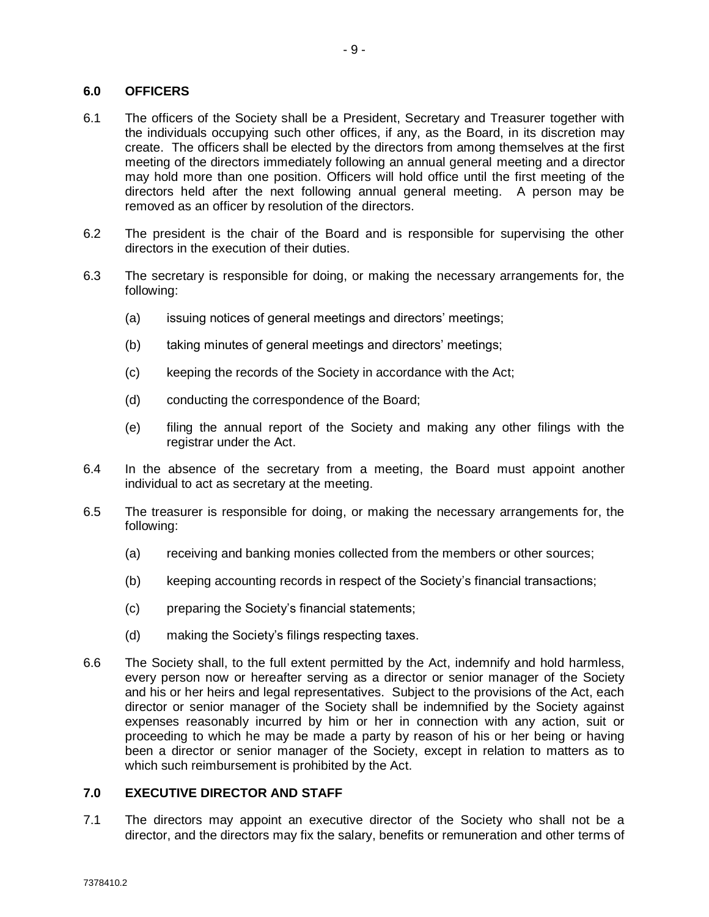## 6.0 OFFICERS

6.1 The officers of the Society shall be a President, Secretary and Treasurer together with the individuals occupying such other offices, if any, as the Board, in its discretion may create. The officers shall be elected by the directors from among themselves at the first meeting of the directors immediately following an annual general meeting and a director may hold more than one position. Officers will hold office until the first meeting of the directors held after the next following annual general meeting. A person may be removed as an officer by resolution of the directors.

6.2 The president is the chair of the Board and is responsible for supervising the other directors in the execution of their duties.

6.3 The secretary is responsible for doing, or making the necessary arrangements for, the following:

- (a) issuing notices of general meetings and directors' meetings;
- (b) taking minutes of general meetings and directors' meetings;
- (c) keeping the records of the Society in accordance with the Act;
- (d) conducting the correspondence of the Board;
- (e) filing the annual report of the Society and making any other filings with the registrar under the Act.

6.4 In the absence of the secretary from a meeting, the Board must appoint another individual to act as secretary at the meeting.

6.5 The treasurer is responsible for doing, or making the necessary arrangements for, the following:

- (a) receiving and banking monies collected from the members or other sources;
- (b) keeping accounting records in respect of the Society's financial transactions;
- (c) preparing the Society's financial statements;
- (d) making the Society's filings respecting taxes.

6.6 The Society shall, to the full extent permitted by the Act, indemnify and hold harmless, every person now or hereafter serving as a director or senior manager of the Society and his or her heirs and legal representatives. Subject to the provisions of the Act, each director or senior manager of the Society shall be indemnified by the Society against expenses reasonably incurred by him or her in connection with any action, suit or proceeding to which he may be made a party by reason of his or her being or having been a director or senior manager of the Society, except in relation to matters as to which such reimbursement is prohibited by the Act.

## 7.0 EXECUTIVE DIRECTOR AND STAFF

7.1 The directors may appoint an executive director of the Society who shall not be a director, and the directors may fix the salary, benefits or remuneration and other terms of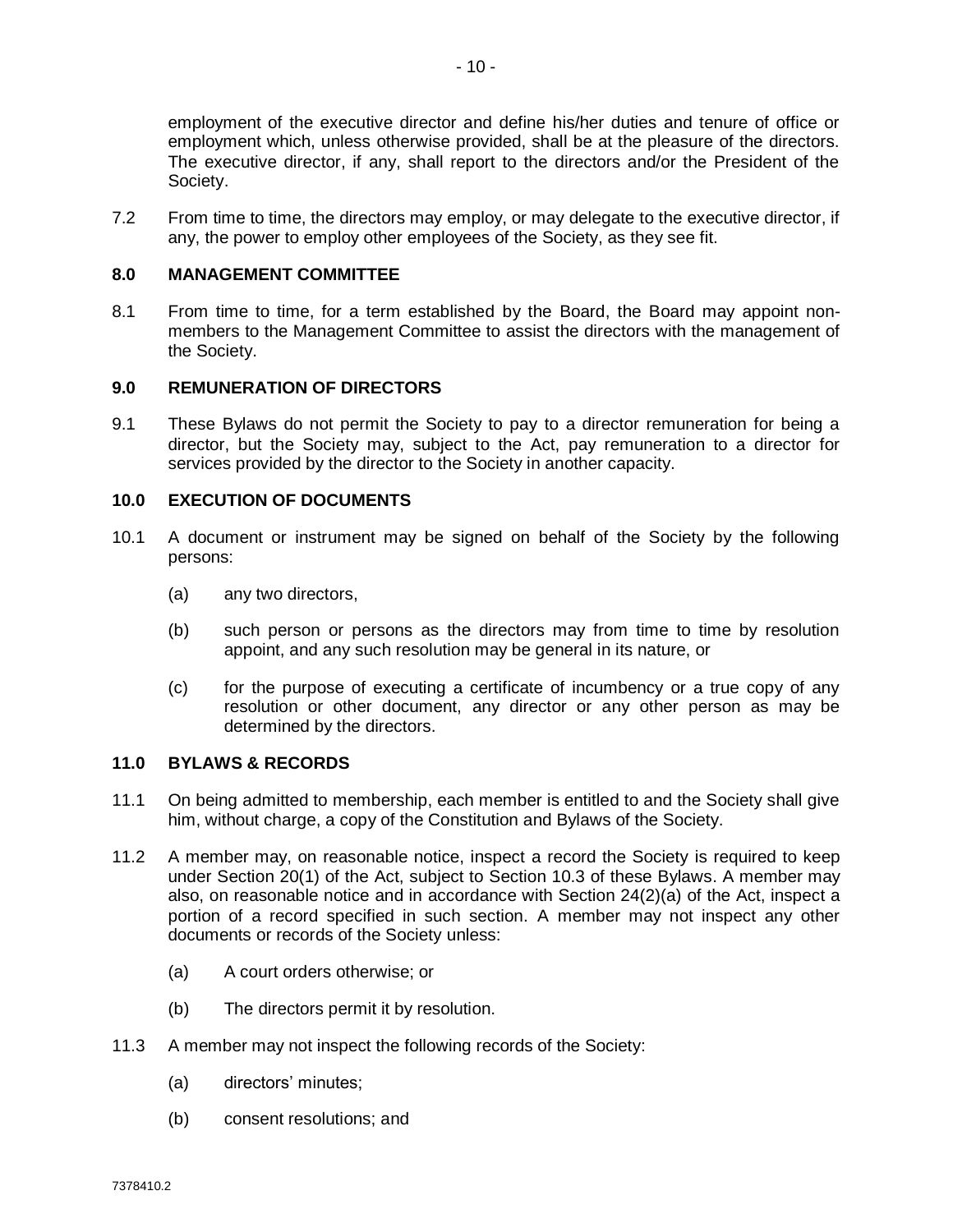employment of the executive director and define his/her duties and tenure of office or employment which, unless otherwise provided, shall be at the pleasure of the directors. The executive director, if any, shall report to the directors and/or the President of the Society.

7.2 From time to time, the directors may employ, or may delegate to the executive director, if any, the power to employ other employees of the Society, as they see fit.

## 8.0 MANAGEMENT COMMITTEE

8.1 From time to time, for a term established by the Board, the Board may appoint non-members to the Management Committee to assist the directors with the management of the Society.

## 9.0 REMUNERATION OF DIRECTORS

9.1 These Bylaws do not permit the Society to pay to a director remuneration for being a director, but the Society may, subject to the Act, pay remuneration to a director for services provided by the director to the Society in another capacity.

## 10.0 EXECUTION OF DOCUMENTS

10.1 A document or instrument may be signed on behalf of the Society by the following persons:

(a) any two directors,

(b) such person or persons as the directors may from time to time by resolution appoint, and any such resolution may be general in its nature, or

(c) for the purpose of executing a certificate of incumbency or a true copy of any resolution or other document, any director or any other person as may be determined by the directors.

## 11.0 BYLAWS & RECORDS

11.1 On being admitted to membership, each member is entitled to and the Society shall give him, without charge, a copy of the Constitution and Bylaws of the Society.

11.2 A member may, on reasonable notice, inspect a record the Society is required to keep under Section 20(1) of the Act, subject to Section 10.3 of these Bylaws. A member may also, on reasonable notice and in accordance with Section 24(2)(a) of the Act, inspect a portion of a record specified in such section. A member may not inspect any other documents or records of the Society unless:

(a) A court orders otherwise; or

(b) The directors permit it by resolution.

11.3 A member may not inspect the following records of the Society:

(a) directors' minutes;

(b) consent resolutions; and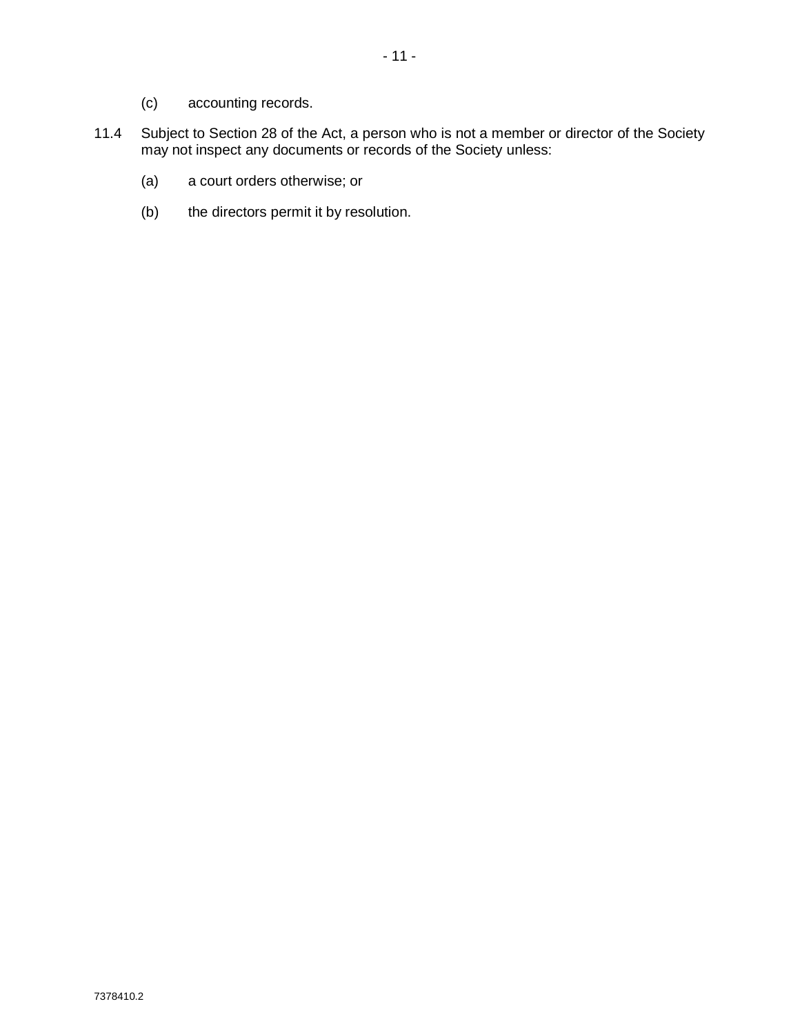(c) accounting records.

11.4 Subject to Section 28 of the Act, a person who is not a member or director of the Society may not inspect any documents or records of the Society unless:

(a) a court orders otherwise; or

(b) the directors permit it by resolution.